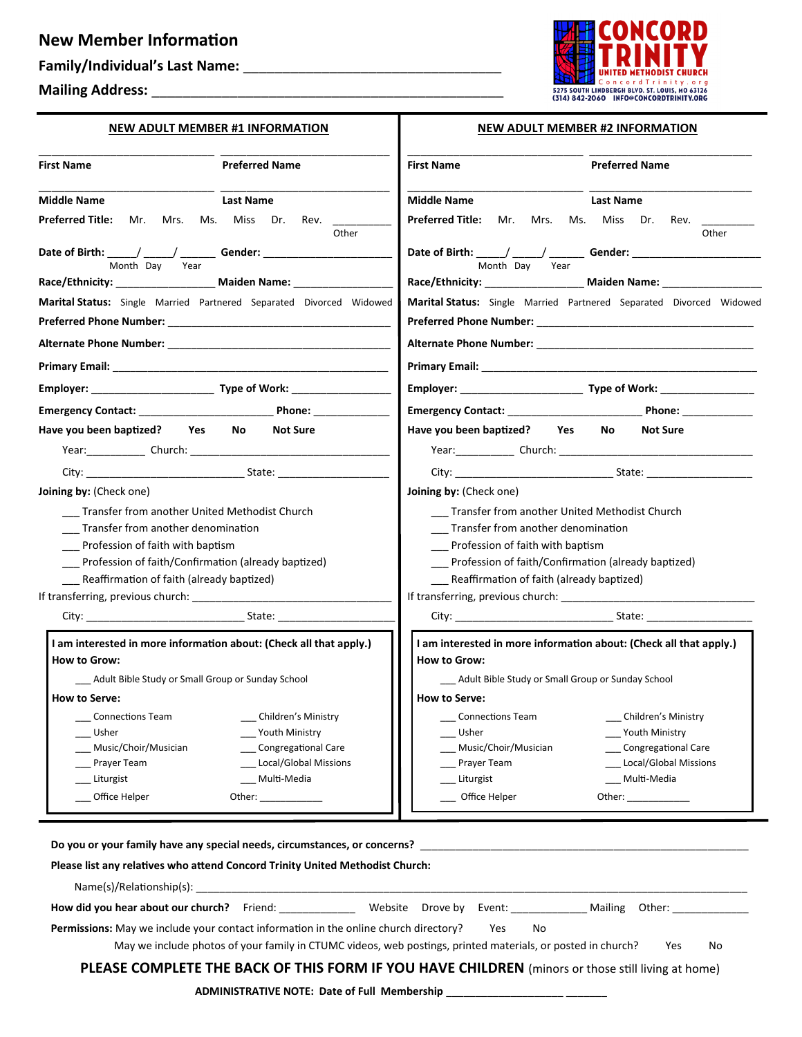# New Member Information

**Family/Individual's Last Name:** ________________________________

**Mailing Address:** ____________________________________________

**CONCORD TRINITY**
**UNITED METHODIST CHURCH**
ConcordTrinity.org
5275 SOUTH LINDBERGH BLVD. ST. LOUIS, MO 63126
(314) 842-2060 INFO@CONCORDTRINITY.ORG

## NEW ADULT MEMBER #1 INFORMATION

**First Name** ______________________ **Preferred Name** ______________________

**Middle Name** ______________________ **Last Name** ______________________

**Preferred Title:** Mr. Mrs. Ms. Miss Dr. Rev. _________ Other

**Date of Birth:** _____/ _____/ ______ (Month Day Year) **Gender:** ____________________

**Race/Ethnicity:** ________________ **Maiden Name:** ________________

**Marital Status:** Single Married Partnered Separated Divorced Widowed

**Preferred Phone Number:** ______________________________________

**Alternate Phone Number:** ______________________________________

**Primary Email:** ______________________________________________

**Employer:** ____________________ **Type of Work:** ________________

**Emergency Contact:** ______________________ **Phone:** ____________

**Have you been baptized?** Yes No Not Sure

Year:__________ Church: ________________________________

City: __________________________ State: __________________

**Joining by:** (Check one)

- ___ Transfer from another United Methodist Church
- ___ Transfer from another denomination
- ___ Profession of faith with baptism
- ___ Profession of faith/Confirmation (already baptized)
- ___ Reaffirmation of faith (already baptized)

If transferring, previous church: ________________________________

City: __________________________ State: __________________

**I am interested in more information about: (Check all that apply.)**

**How to Grow:**

- ___ Adult Bible Study or Small Group or Sunday School

**How to Serve:**

- ___ Connections Team
- ___ Children's Ministry
- ___ Usher
- ___ Youth Ministry
- ___ Music/Choir/Musician
- ___ Congregational Care
- ___ Prayer Team
- ___ Local/Global Missions
- ___ Liturgist
- ___ Multi-Media
- ___ Office Helper
- Other: ____________

## NEW ADULT MEMBER #2 INFORMATION

**First Name** ______________________ **Preferred Name** ______________________

**Middle Name** ______________________ **Last Name** ______________________

**Preferred Title:** Mr. Mrs. Ms. Miss Dr. Rev. _________ Other

**Date of Birth:** _____/ _____/ ______ (Month Day Year) **Gender:** ____________________

**Race/Ethnicity:** ________________ **Maiden Name:** ________________

**Marital Status:** Single Married Partnered Separated Divorced Widowed

**Preferred Phone Number:** ______________________________________

**Alternate Phone Number:** ______________________________________

**Primary Email:** ______________________________________________

**Employer:** ____________________ **Type of Work:** ________________

**Emergency Contact:** ______________________ **Phone:** ____________

**Have you been baptized?** Yes No Not Sure

Year:__________ Church: ________________________________

City: __________________________ State: __________________

**Joining by:** (Check one)

- ___ Transfer from another United Methodist Church
- ___ Transfer from another denomination
- ___ Profession of faith with baptism
- ___ Profession of faith/Confirmation (already baptized)
- ___ Reaffirmation of faith (already baptized)

If transferring, previous church: ________________________________

City: __________________________ State: __________________

**I am interested in more information about: (Check all that apply.)**

**How to Grow:**

- ___ Adult Bible Study or Small Group or Sunday School

**How to Serve:**

- ___ Connections Team
- ___ Children's Ministry
- ___ Usher
- ___ Youth Ministry
- ___ Music/Choir/Musician
- ___ Congregational Care
- ___ Prayer Team
- ___ Local/Global Missions
- ___ Liturgist
- ___ Multi-Media
- ___ Office Helper
- Other: ____________

---

**Do you or your family have any special needs, circumstances, or concerns?** ______________________________________________

**Please list any relatives who attend Concord Trinity United Methodist Church:**

Name(s)/Relationship(s): ______________________________________________________________________

**How did you hear about our church?** Friend: ____________ Website Drove by Event: ____________ Mailing Other: ____________

**Permissions:** May we include your contact information in the online church directory? Yes No

May we include photos of your family in CTUMC videos, web postings, printed materials, or posted in church? Yes No

**PLEASE COMPLETE THE BACK OF THIS FORM IF YOU HAVE CHILDREN** (minors or those still living at home)

**ADMINISTRATIVE NOTE: Date of Full Membership** ___________________ _______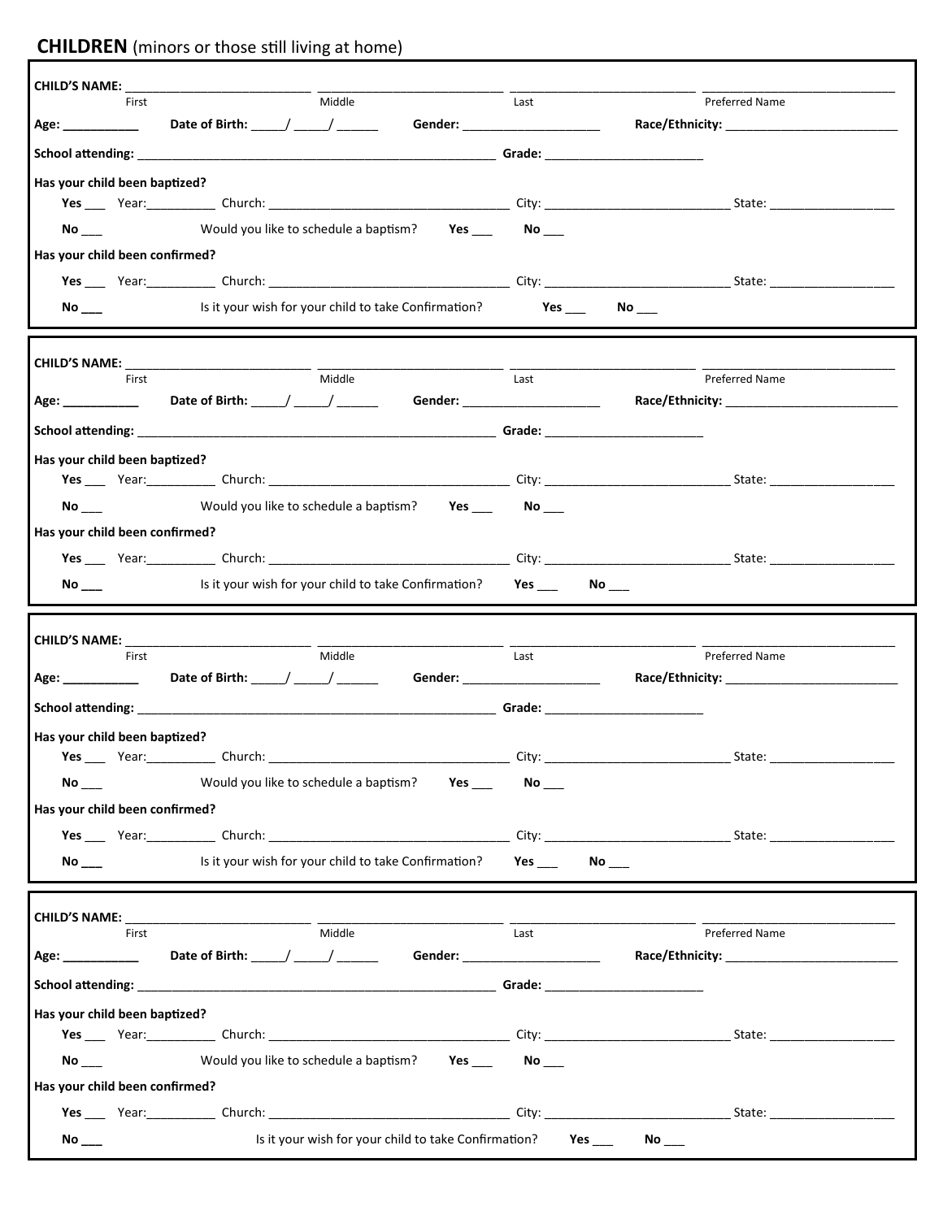## **CHILDREN** (minors or those still living at home)

**CHILD'S NAME:** ____________________ ____________________ ____________________ ____________________
First Middle Last Preferred Name

**Age:** __________ **Date of Birth:** ____/ ____/ _____ **Gender:** __________________ **Race/Ethnicity:** ______________________

**School attending:** ________________________________________________ **Grade:** ______________________

**Has your child been baptized?**

**Yes** ___ Year:_________ Church: ______________________________ City: ________________________ State: ________________

**No** ___ Would you like to schedule a baptism? **Yes** ___ **No** ___

**Has your child been confirmed?**

**Yes** ___ Year:_________ Church: ______________________________ City: ________________________ State: ________________

**No** ___ Is it your wish for your child to take Confirmation? **Yes** ___ **No** ___

---

**CHILD'S NAME:** ____________________ ____________________ ____________________ ____________________
First Middle Last Preferred Name

**Age:** __________ **Date of Birth:** ____/ ____/ _____ **Gender:** __________________ **Race/Ethnicity:** ______________________

**School attending:** ________________________________________________ **Grade:** ______________________

**Has your child been baptized?**

**Yes** ___ Year:_________ Church: ______________________________ City: ________________________ State: ________________

**No** ___ Would you like to schedule a baptism? **Yes** ___ **No** ___

**Has your child been confirmed?**

**Yes** ___ Year:_________ Church: ______________________________ City: ________________________ State: ________________

**No** ___ Is it your wish for your child to take Confirmation? **Yes** ___ **No** ___

---

**CHILD'S NAME:** ____________________ ____________________ ____________________ ____________________
First Middle Last Preferred Name

**Age:** __________ **Date of Birth:** ____/ ____/ _____ **Gender:** __________________ **Race/Ethnicity:** ______________________

**School attending:** ________________________________________________ **Grade:** ______________________

**Has your child been baptized?**

**Yes** ___ Year:_________ Church: ______________________________ City: ________________________ State: ________________

**No** ___ Would you like to schedule a baptism? **Yes** ___ **No** ___

**Has your child been confirmed?**

**Yes** ___ Year:_________ Church: ______________________________ City: ________________________ State: ________________

**No** ___ Is it your wish for your child to take Confirmation? **Yes** ___ **No** ___

---

**CHILD'S NAME:** ____________________ ____________________ ____________________ ____________________
First Middle Last Preferred Name

**Age:** __________ **Date of Birth:** ____/ ____/ _____ **Gender:** __________________ **Race/Ethnicity:** ______________________

**School attending:** ________________________________________________ **Grade:** ______________________

**Has your child been baptized?**

**Yes** ___ Year:_________ Church: ______________________________ City: ________________________ State: ________________

**No** ___ Would you like to schedule a baptism? **Yes** ___ **No** ___

**Has your child been confirmed?**

**Yes** ___ Year:_________ Church: ______________________________ City: ________________________ State: ________________

**No** ___ Is it your wish for your child to take Confirmation? **Yes** ___ **No** ___